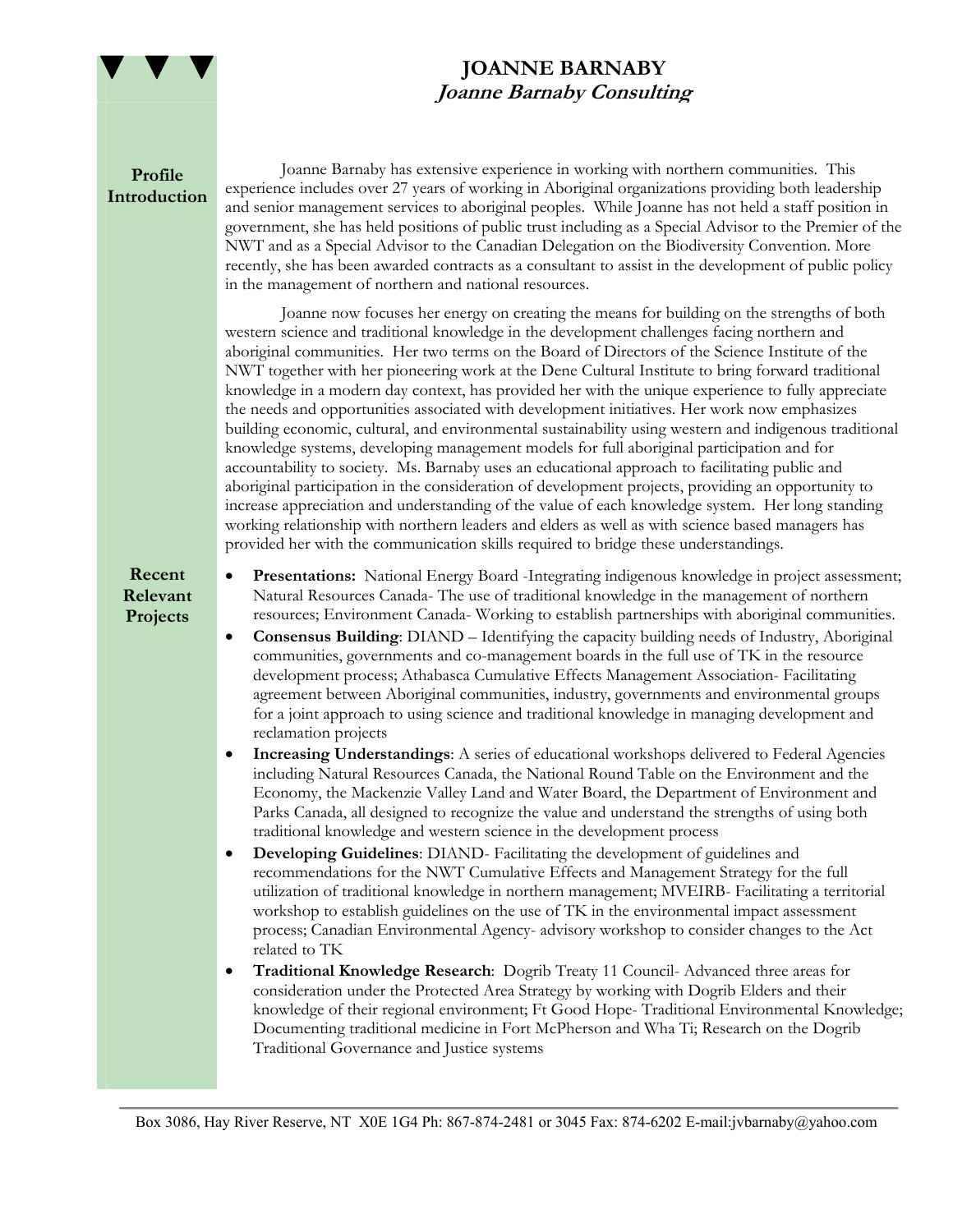# JOANNE BARNABY

## *Joanne Barnaby Consulting*

### Profile Introduction

Joanne Barnaby has extensive experience in working with northern communities. This experience includes over 27 years of working in Aboriginal organizations providing both leadership and senior management services to aboriginal peoples. While Joanne has not held a staff position in government, she has held positions of public trust including as a Special Advisor to the Premier of the NWT and as a Special Advisor to the Canadian Delegation on the Biodiversity Convention. More recently, she has been awarded contracts as a consultant to assist in the development of public policy in the management of northern and national resources.

Joanne now focuses her energy on creating the means for building on the strengths of both western science and traditional knowledge in the development challenges facing northern and aboriginal communities. Her two terms on the Board of Directors of the Science Institute of the NWT together with her pioneering work at the Dene Cultural Institute to bring forward traditional knowledge in a modern day context, has provided her with the unique experience to fully appreciate the needs and opportunities associated with development initiatives. Her work now emphasizes building economic, cultural, and environmental sustainability using western and indigenous traditional knowledge systems, developing management models for full aboriginal participation and for accountability to society. Ms. Barnaby uses an educational approach to facilitating public and aboriginal participation in the consideration of development projects, providing an opportunity to increase appreciation and understanding of the value of each knowledge system. Her long standing working relationship with northern leaders and elders as well as with science based managers has provided her with the communication skills required to bridge these understandings.

### Recent Relevant Projects

- **Presentations:** National Energy Board -Integrating indigenous knowledge in project assessment; Natural Resources Canada- The use of traditional knowledge in the management of northern resources; Environment Canada- Working to establish partnerships with aboriginal communities.
- **Consensus Building**: DIAND – Identifying the capacity building needs of Industry, Aboriginal communities, governments and co-management boards in the full use of TK in the resource development process; Athabasca Cumulative Effects Management Association- Facilitating agreement between Aboriginal communities, industry, governments and environmental groups for a joint approach to using science and traditional knowledge in managing development and reclamation projects
- **Increasing Understandings**: A series of educational workshops delivered to Federal Agencies including Natural Resources Canada, the National Round Table on the Environment and the Economy, the Mackenzie Valley Land and Water Board, the Department of Environment and Parks Canada, all designed to recognize the value and understand the strengths of using both traditional knowledge and western science in the development process
- **Developing Guidelines**: DIAND- Facilitating the development of guidelines and recommendations for the NWT Cumulative Effects and Management Strategy for the full utilization of traditional knowledge in northern management; MVEIRB- Facilitating a territorial workshop to establish guidelines on the use of TK in the environmental impact assessment process; Canadian Environmental Agency- advisory workshop to consider changes to the Act related to TK
- **Traditional Knowledge Research**: Dogrib Treaty 11 Council- Advanced three areas for consideration under the Protected Area Strategy by working with Dogrib Elders and their knowledge of their regional environment; Ft Good Hope- Traditional Environmental Knowledge; Documenting traditional medicine in Fort McPherson and Wha Ti; Research on the Dogrib Traditional Governance and Justice systems

Box 3086, Hay River Reserve, NT X0E 1G4 Ph: 867-874-2481 or 3045 Fax: 874-6202 E-mail:jvbarnaby@yahoo.com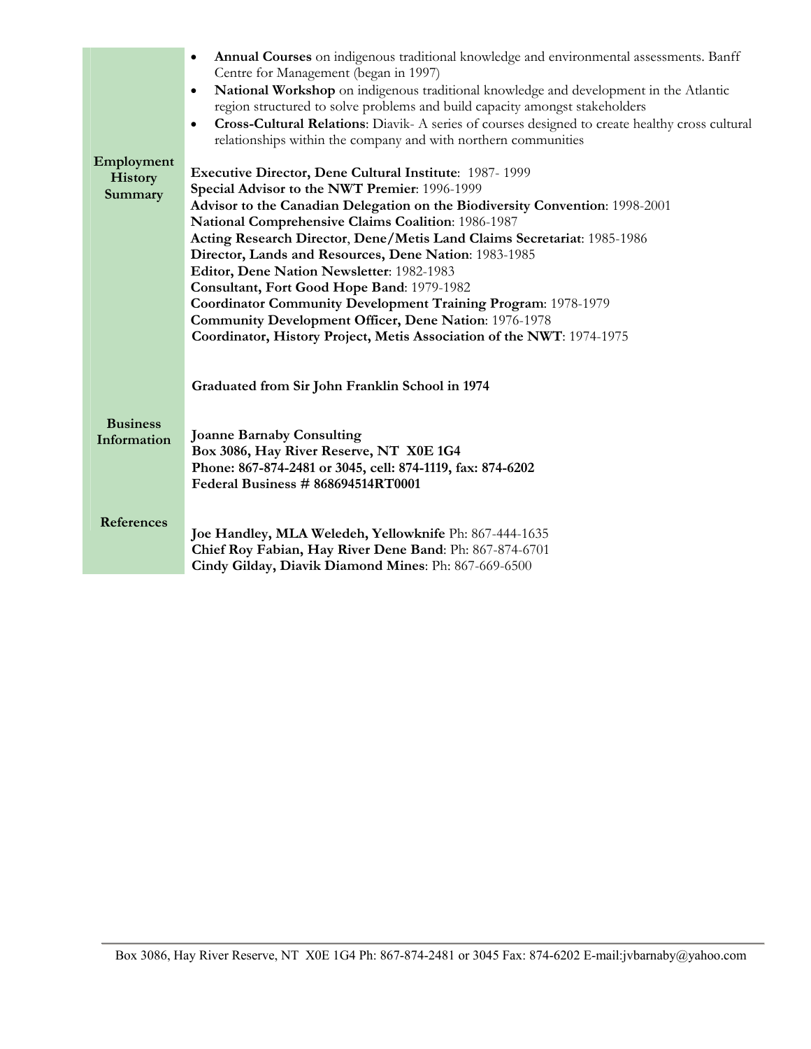- **Annual Courses** on indigenous traditional knowledge and environmental assessments. Banff Centre for Management (began in 1997)
- **National Workshop** on indigenous traditional knowledge and development in the Atlantic region structured to solve problems and build capacity amongst stakeholders
- **Cross-Cultural Relations**: Diavik- A series of courses designed to create healthy cross cultural relationships within the company and with northern communities

## Employment History Summary

**Executive Director, Dene Cultural Institute**: 1987- 1999
**Special Advisor to the NWT Premier**: 1996-1999
**Advisor to the Canadian Delegation on the Biodiversity Convention**: 1998-2001
**National Comprehensive Claims Coalition**: 1986-1987
**Acting Research Director**, **Dene/Metis Land Claims Secretariat**: 1985-1986
**Director, Lands and Resources, Dene Nation**: 1983-1985
**Editor, Dene Nation Newsletter**: 1982-1983
**Consultant, Fort Good Hope Band**: 1979-1982
**Coordinator Community Development Training Program**: 1978-1979
**Community Development Officer, Dene Nation**: 1976-1978
**Coordinator, History Project, Metis Association of the NWT**: 1974-1975

**Graduated from Sir John Franklin School in 1974**

## Business Information

**Joanne Barnaby Consulting**
**Box 3086, Hay River Reserve, NT X0E 1G4**
**Phone: 867-874-2481 or 3045, cell: 874-1119, fax: 874-6202**
**Federal Business # 868694514RT0001**

## References

**Joe Handley, MLA Weledeh, Yellowknife** Ph: 867-444-1635
**Chief Roy Fabian, Hay River Dene Band**: Ph: 867-874-6701
**Cindy Gilday, Diavik Diamond Mines**: Ph: 867-669-6500